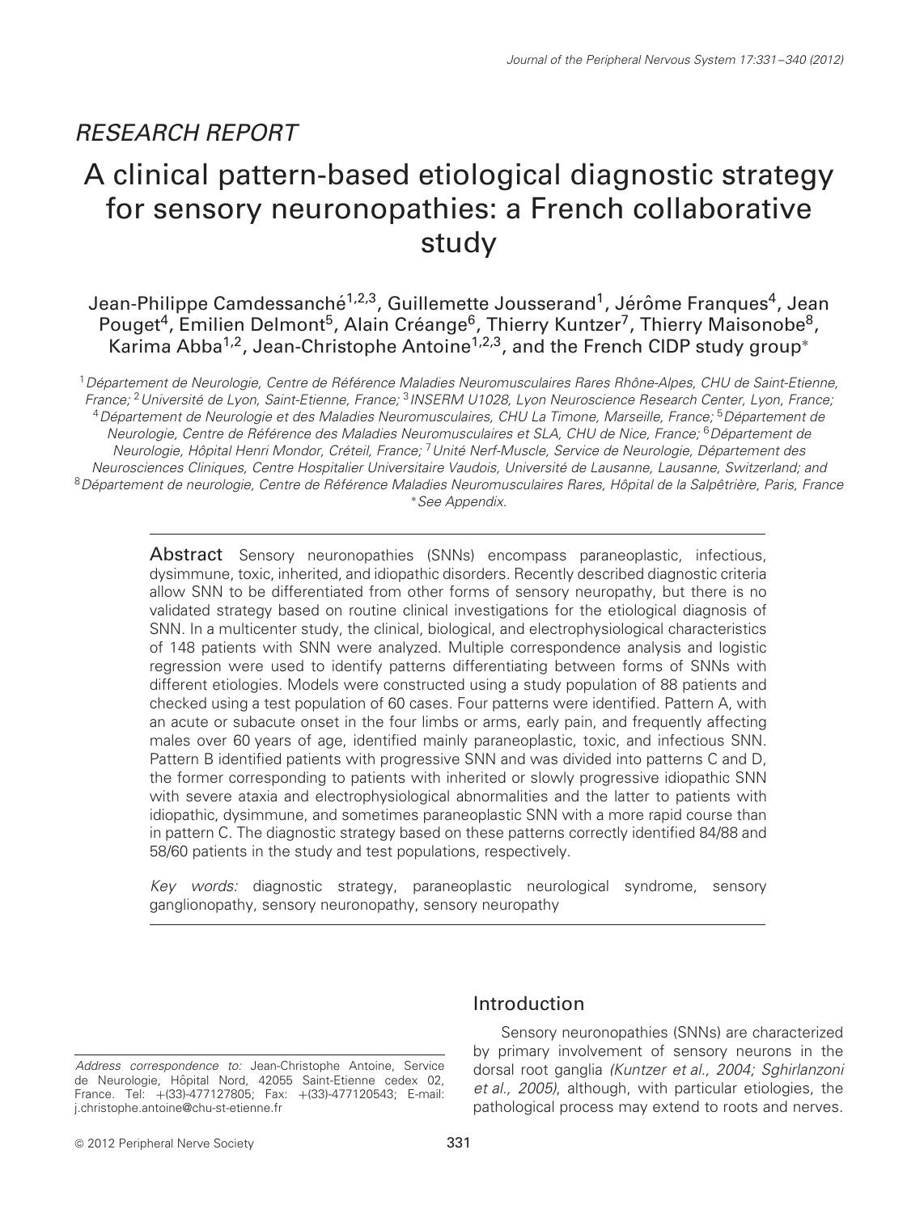RESEARCH REPORT

# A clinical pattern-based etiological diagnostic strategy for sensory neuronopathies: a French collaborative study

Jean-Philippe Camdessanché[1,2,3], Guillemette Jousserand[1], Jérôme Franques[4], Jean Pouget[4], Emilien Delmont[5], Alain Créange[6], Thierry Kuntzer[7], Thierry Maisonobe[8], Karima Abba[1,2], Jean-Christophe Antoine[1,2,3], and the French CIDP study group*

[1] *Département de Neurologie, Centre de Référence Maladies Neuromusculaires Rares Rhône-Alpes, CHU de Saint-Etienne, France;* [2] *Université de Lyon, Saint-Etienne, France;* [3] *INSERM U1028, Lyon Neuroscience Research Center, Lyon, France;* [4] *Département de Neurologie et des Maladies Neuromusculaires, CHU La Timone, Marseille, France;* [5] *Département de Neurologie, Centre de Référence des Maladies Neuromusculaires et SLA, CHU de Nice, France;* [6] *Département de Neurologie, Hôpital Henri Mondor, Créteil, France;* [7] *Unité Nerf-Muscle, Service de Neurologie, Département des Neurosciences Cliniques, Centre Hospitalier Universitaire Vaudois, Université de Lausanne, Lausanne, Switzerland; and* [8] *Département de neurologie, Centre de Référence Maladies Neuromusculaires Rares, Hôpital de la Salpêtrière, Paris, France*

*\*See Appendix.*

**Abstract** Sensory neuronopathies (SNNs) encompass paraneoplastic, infectious, dysimmune, toxic, inherited, and idiopathic disorders. Recently described diagnostic criteria allow SNN to be differentiated from other forms of sensory neuropathy, but there is no validated strategy based on routine clinical investigations for the etiological diagnosis of SNN. In a multicenter study, the clinical, biological, and electrophysiological characteristics of 148 patients with SNN were analyzed. Multiple correspondence analysis and logistic regression were used to identify patterns differentiating between forms of SNNs with different etiologies. Models were constructed using a study population of 88 patients and checked using a test population of 60 cases. Four patterns were identified. Pattern A, with an acute or subacute onset in the four limbs or arms, early pain, and frequently affecting males over 60 years of age, identified mainly paraneoplastic, toxic, and infectious SNN. Pattern B identified patients with progressive SNN and was divided into patterns C and D, the former corresponding to patients with inherited or slowly progressive idiopathic SNN with severe ataxia and electrophysiological abnormalities and the latter to patients with idiopathic, dysimmune, and sometimes paraneoplastic SNN with a more rapid course than in pattern C. The diagnostic strategy based on these patterns correctly identified 84/88 and 58/60 patients in the study and test populations, respectively.

*Key words:* diagnostic strategy, paraneoplastic neurological syndrome, sensory ganglionopathy, sensory neuronopathy, sensory neuropathy

*Address correspondence to:* Jean-Christophe Antoine, Service de Neurologie, Hôpital Nord, 42055 Saint-Etienne cedex 02, France. Tel: +(33)-477127805; Fax: +(33)-477120543; E-mail: j.christophe.antoine@chu-st-etienne.fr

## Introduction

Sensory neuronopathies (SNNs) are characterized by primary involvement of sensory neurons in the dorsal root ganglia *(Kuntzer et al., 2004; Sghirlanzoni et al., 2005)*, although, with particular etiologies, the pathological process may extend to roots and nerves.

© 2012 Peripheral Nerve Society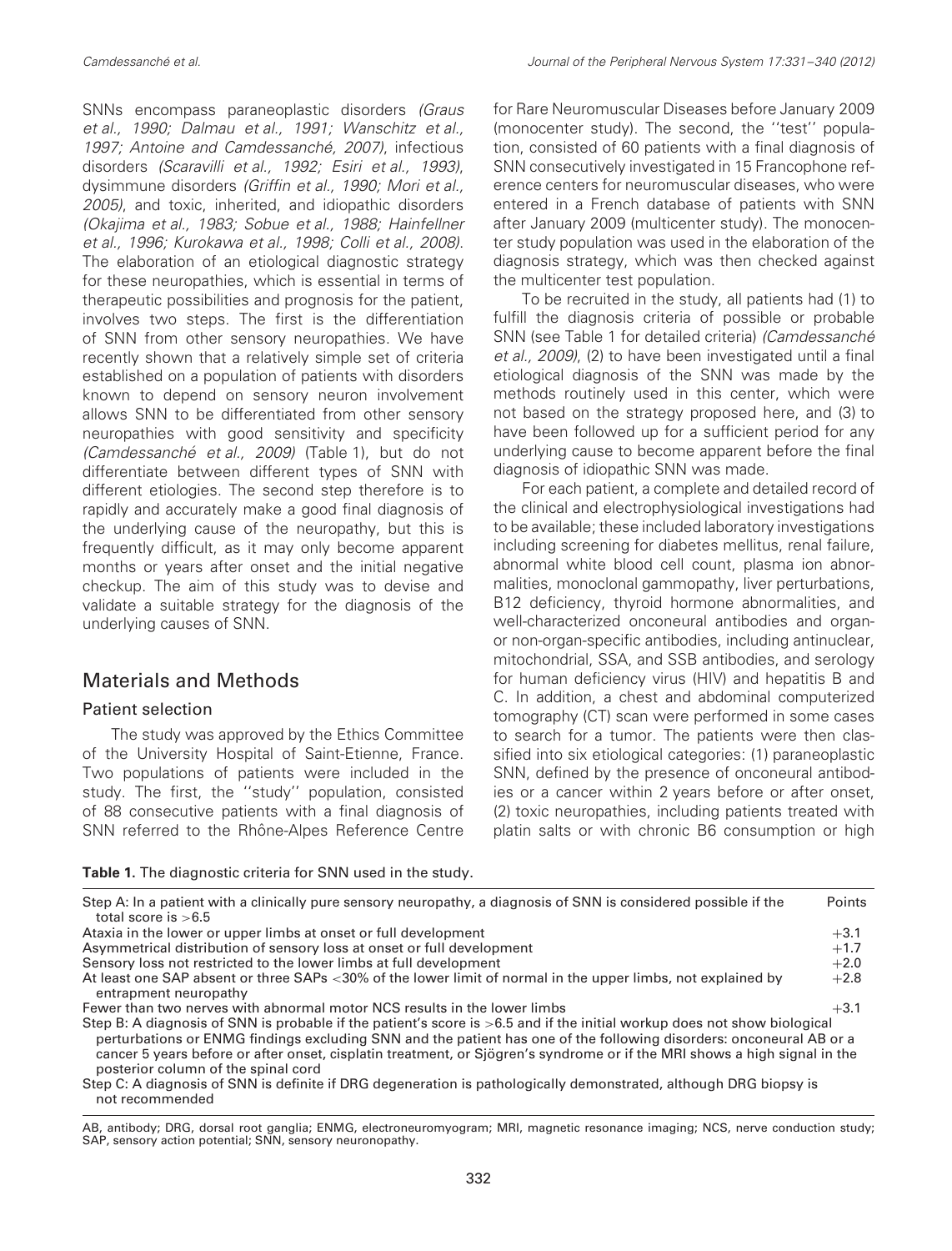SNNs encompass paraneoplastic disorders *(Graus et al., 1990; Dalmau et al., 1991; Wanschitz et al., 1997; Antoine and Camdessanché, 2007)*, infectious disorders *(Scaravilli et al., 1992; Esiri et al., 1993)*, dysimmune disorders *(Griffin et al., 1990; Mori et al., 2005)*, and toxic, inherited, and idiopathic disorders *(Okajima et al., 1983; Sobue et al., 1988; Hainfellner et al., 1996; Kurokawa et al., 1998; Colli et al., 2008)*. The elaboration of an etiological diagnostic strategy for these neuropathies, which is essential in terms of therapeutic possibilities and prognosis for the patient, involves two steps. The first is the differentiation of SNN from other sensory neuropathies. We have recently shown that a relatively simple set of criteria established on a population of patients with disorders known to depend on sensory neuron involvement allows SNN to be differentiated from other sensory neuropathies with good sensitivity and specificity *(Camdessanché et al., 2009)* (Table 1), but do not differentiate between different types of SNN with different etiologies. The second step therefore is to rapidly and accurately make a good final diagnosis of the underlying cause of the neuropathy, but this is frequently difficult, as it may only become apparent months or years after onset and the initial negative checkup. The aim of this study was to devise and validate a suitable strategy for the diagnosis of the underlying causes of SNN.

## Materials and Methods

### Patient selection

The study was approved by the Ethics Committee of the University Hospital of Saint-Etienne, France. Two populations of patients were included in the study. The first, the ''study'' population, consisted of 88 consecutive patients with a final diagnosis of SNN referred to the Rhône-Alpes Reference Centre for Rare Neuromuscular Diseases before January 2009 (monocenter study). The second, the ''test'' population, consisted of 60 patients with a final diagnosis of SNN consecutively investigated in 15 Francophone reference centers for neuromuscular diseases, who were entered in a French database of patients with SNN after January 2009 (multicenter study). The monocenter study population was used in the elaboration of the diagnosis strategy, which was then checked against the multicenter test population.

To be recruited in the study, all patients had (1) to fulfill the diagnosis criteria of possible or probable SNN (see Table 1 for detailed criteria) *(Camdessanché et al., 2009)*, (2) to have been investigated until a final etiological diagnosis of the SNN was made by the methods routinely used in this center, which were not based on the strategy proposed here, and (3) to have been followed up for a sufficient period for any underlying cause to become apparent before the final diagnosis of idiopathic SNN was made.

For each patient, a complete and detailed record of the clinical and electrophysiological investigations had to be available; these included laboratory investigations including screening for diabetes mellitus, renal failure, abnormal white blood cell count, plasma ion abnormalities, monoclonal gammopathy, liver perturbations, B12 deficiency, thyroid hormone abnormalities, and well-characterized onconeural antibodies and organ- or non-organ-specific antibodies, including antinuclear, mitochondrial, SSA, and SSB antibodies, and serology for human deficiency virus (HIV) and hepatitis B and C. In addition, a chest and abdominal computerized tomography (CT) scan were performed in some cases to search for a tumor. The patients were then classified into six etiological categories: (1) paraneoplastic SNN, defined by the presence of onconeural antibodies or a cancer within 2 years before or after onset, (2) toxic neuropathies, including patients treated with platin salts or with chronic B6 consumption or high

**Table 1.** The diagnostic criteria for SNN used in the study.

| | Points |
|---|---|
| Step A: In a patient with a clinically pure sensory neuropathy, a diagnosis of SNN is considered possible if the total score is >6.5 | |
| Ataxia in the lower or upper limbs at onset or full development | +3.1 |
| Asymmetrical distribution of sensory loss at onset or full development | +1.7 |
| Sensory loss not restricted to the lower limbs at full development | +2.0 |
| At least one SAP absent or three SAPs <30% of the lower limit of normal in the upper limbs, not explained by entrapment neuropathy | +2.8 |
| Fewer than two nerves with abnormal motor NCS results in the lower limbs | +3.1 |
| Step B: A diagnosis of SNN is probable if the patient's score is >6.5 and if the initial workup does not show biological perturbations or ENMG findings excluding SNN and the patient has one of the following disorders: onconeural AB or a cancer 5 years before or after onset, cisplatin treatment, or Sjögren's syndrome or if the MRI shows a high signal in the posterior column of the spinal cord | |
| Step C: A diagnosis of SNN is definite if DRG degeneration is pathologically demonstrated, although DRG biopsy is not recommended | |

AB, antibody; DRG, dorsal root ganglia; ENMG, electroneuromyogram; MRI, magnetic resonance imaging; NCS, nerve conduction study; SAP, sensory action potential; SNN, sensory neuronopathy.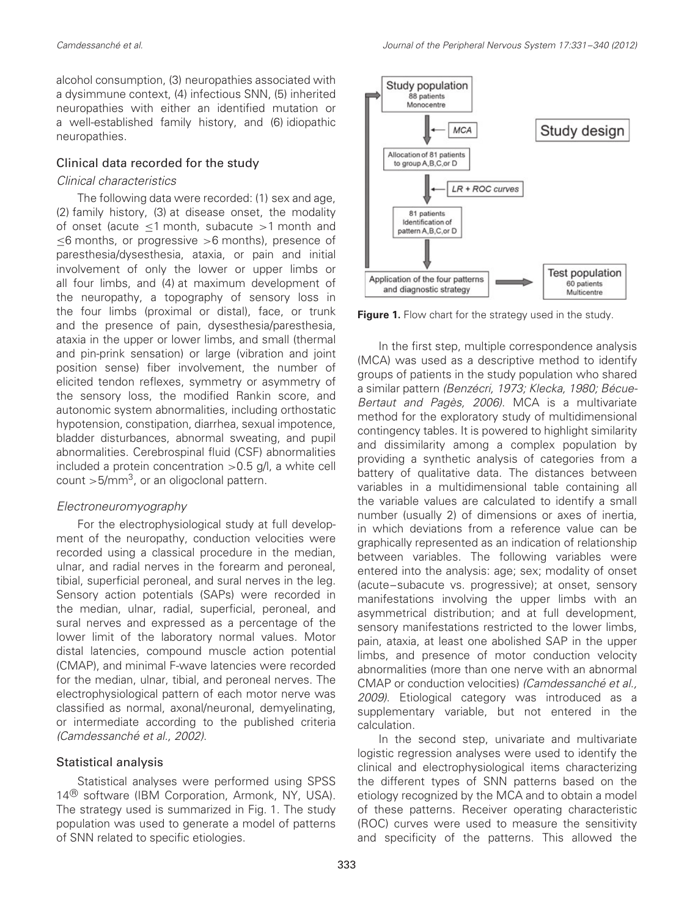alcohol consumption, (3) neuropathies associated with a dysimmune context, (4) infectious SNN, (5) inherited neuropathies with either an identified mutation or a well-established family history, and (6) idiopathic neuropathies.

## Clinical data recorded for the study

### *Clinical characteristics*

The following data were recorded: (1) sex and age, (2) family history, (3) at disease onset, the modality of onset (acute ≤1 month, subacute >1 month and ≤6 months, or progressive >6 months), presence of paresthesia/dysesthesia, ataxia, or pain and initial involvement of only the lower or upper limbs or all four limbs, and (4) at maximum development of the neuropathy, a topography of sensory loss in the four limbs (proximal or distal), face, or trunk and the presence of pain, dysesthesia/paresthesia, ataxia in the upper or lower limbs, and small (thermal and pin-prink sensation) or large (vibration and joint position sense) fiber involvement, the number of elicited tendon reflexes, symmetry or asymmetry of the sensory loss, the modified Rankin score, and autonomic system abnormalities, including orthostatic hypotension, constipation, diarrhea, sexual impotence, bladder disturbances, abnormal sweating, and pupil abnormalities. Cerebrospinal fluid (CSF) abnormalities included a protein concentration >0.5 g/l, a white cell count >5/mm$^3$, or an oligoclonal pattern.

### *Electroneuromyography*

For the electrophysiological study at full development of the neuropathy, conduction velocities were recorded using a classical procedure in the median, ulnar, and radial nerves in the forearm and peroneal, tibial, superficial peroneal, and sural nerves in the leg. Sensory action potentials (SAPs) were recorded in the median, ulnar, radial, superficial, peroneal, and sural nerves and expressed as a percentage of the lower limit of the laboratory normal values. Motor distal latencies, compound muscle action potential (CMAP), and minimal F-wave latencies were recorded for the median, ulnar, tibial, and peroneal nerves. The electrophysiological pattern of each motor nerve was classified as normal, axonal/neuronal, demyelinating, or intermediate according to the published criteria *(Camdessanché et al., 2002)*.

## Statistical analysis

Statistical analyses were performed using SPSS 14® software (IBM Corporation, Armonk, NY, USA). The strategy used is summarized in Fig. 1. The study population was used to generate a model of patterns of SNN related to specific etiologies.

Study population
88 patients
Monocentre

MCA

Allocation of 81 patients to group A,B,C,or D

LR + ROC curves

81 patients
Identification of pattern A,B,C,or D

Application of the four patterns and diagnostic strategy

Test population
60 patients
Multicentre

Study design

**Figure 1.** Flow chart for the strategy used in the study.

In the first step, multiple correspondence analysis (MCA) was used as a descriptive method to identify groups of patients in the study population who shared a similar pattern *(Benzécri, 1973; Klecka, 1980; Bécue-Bertaut and Pagès, 2006)*. MCA is a multivariate method for the exploratory study of multidimensional contingency tables. It is powered to highlight similarity and dissimilarity among a complex population by providing a synthetic analysis of categories from a battery of qualitative data. The distances between variables in a multidimensional table containing all the variable values are calculated to identify a small number (usually 2) of dimensions or axes of inertia, in which deviations from a reference value can be graphically represented as an indication of relationship between variables. The following variables were entered into the analysis: age; sex; modality of onset (acute–subacute vs. progressive); at onset, sensory manifestations involving the upper limbs with an asymmetrical distribution; and at full development, sensory manifestations restricted to the lower limbs, pain, ataxia, at least one abolished SAP in the upper limbs, and presence of motor conduction velocity abnormalities (more than one nerve with an abnormal CMAP or conduction velocities) *(Camdessanché et al., 2009)*. Etiological category was introduced as a supplementary variable, but not entered in the calculation.

In the second step, univariate and multivariate logistic regression analyses were used to identify the clinical and electrophysiological items characterizing the different types of SNN patterns based on the etiology recognized by the MCA and to obtain a model of these patterns. Receiver operating characteristic (ROC) curves were used to measure the sensitivity and specificity of the patterns. This allowed the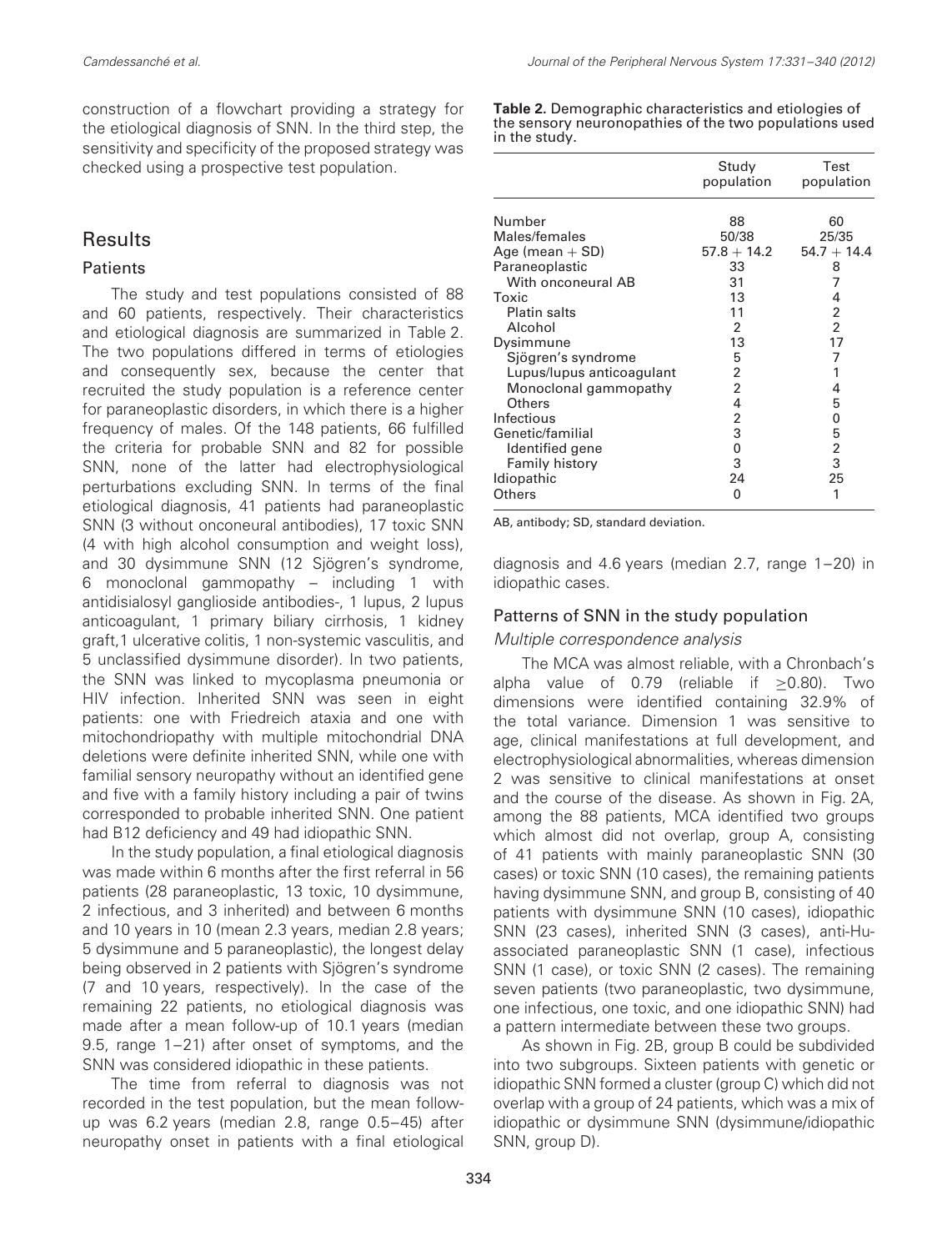construction of a flowchart providing a strategy for the etiological diagnosis of SNN. In the third step, the sensitivity and specificity of the proposed strategy was checked using a prospective test population.

## Results

### Patients

The study and test populations consisted of 88 and 60 patients, respectively. Their characteristics and etiological diagnosis are summarized in Table 2. The two populations differed in terms of etiologies and consequently sex, because the center that recruited the study population is a reference center for paraneoplastic disorders, in which there is a higher frequency of males. Of the 148 patients, 66 fulfilled the criteria for probable SNN and 82 for possible SNN, none of the latter had electrophysiological perturbations excluding SNN. In terms of the final etiological diagnosis, 41 patients had paraneoplastic SNN (3 without onconeural antibodies), 17 toxic SNN (4 with high alcohol consumption and weight loss), and 30 dysimmune SNN (12 Sjögren's syndrome, 6 monoclonal gammopathy – including 1 with antidisialosyl ganglioside antibodies-, 1 lupus, 2 lupus anticoagulant, 1 primary biliary cirrhosis, 1 kidney graft,1 ulcerative colitis, 1 non-systemic vasculitis, and 5 unclassified dysimmune disorder). In two patients, the SNN was linked to mycoplasma pneumonia or HIV infection. Inherited SNN was seen in eight patients: one with Friedreich ataxia and one with mitochondriopathy with multiple mitochondrial DNA deletions were definite inherited SNN, while one with familial sensory neuropathy without an identified gene and five with a family history including a pair of twins corresponded to probable inherited SNN. One patient had B12 deficiency and 49 had idiopathic SNN.

In the study population, a final etiological diagnosis was made within 6 months after the first referral in 56 patients (28 paraneoplastic, 13 toxic, 10 dysimmune, 2 infectious, and 3 inherited) and between 6 months and 10 years in 10 (mean 2.3 years, median 2.8 years; 5 dysimmune and 5 paraneoplastic), the longest delay being observed in 2 patients with Sjögren's syndrome (7 and 10 years, respectively). In the case of the remaining 22 patients, no etiological diagnosis was made after a mean follow-up of 10.1 years (median 9.5, range 1–21) after onset of symptoms, and the SNN was considered idiopathic in these patients.

The time from referral to diagnosis was not recorded in the test population, but the mean follow-up was 6.2 years (median 2.8, range 0.5–45) after neuropathy onset in patients with a final etiological diagnosis and 4.6 years (median 2.7, range 1–20) in idiopathic cases.

**Table 2.** Demographic characteristics and etiologies of the sensory neuronopathies of the two populations used in the study.

| | Study population | Test population |
|---|---|---|
| Number | 88 | 60 |
| Males/females | 50/38 | 25/35 |
| Age (mean + SD) | 57.8 + 14.2 | 54.7 + 14.4 |
| Paraneoplastic | 33 | 8 |
| With onconeural AB | 31 | 7 |
| Toxic | 13 | 4 |
| Platin salts | 11 | 2 |
| Alcohol | 2 | 2 |
| Dysimmune | 13 | 17 |
| Sjögren's syndrome | 5 | 7 |
| Lupus/lupus anticoagulant | 2 | 1 |
| Monoclonal gammopathy | 2 | 4 |
| Others | 4 | 5 |
| Infectious | 2 | 0 |
| Genetic/familial | 3 | 5 |
| Identified gene | 0 | 2 |
| Family history | 3 | 3 |
| Idiopathic | 24 | 25 |
| Others | 0 | 1 |

AB, antibody; SD, standard deviation.

### Patterns of SNN in the study population

#### *Multiple correspondence analysis*

The MCA was almost reliable, with a Chronbach's alpha value of 0.79 (reliable if $\geq$0.80). Two dimensions were identified containing 32.9% of the total variance. Dimension 1 was sensitive to age, clinical manifestations at full development, and electrophysiological abnormalities, whereas dimension 2 was sensitive to clinical manifestations at onset and the course of the disease. As shown in Fig. 2A, among the 88 patients, MCA identified two groups which almost did not overlap, group A, consisting of 41 patients with mainly paraneoplastic SNN (30 cases) or toxic SNN (10 cases), the remaining patients having dysimmune SNN, and group B, consisting of 40 patients with dysimmune SNN (10 cases), idiopathic SNN (23 cases), inherited SNN (3 cases), anti-Hu-associated paraneoplastic SNN (1 case), infectious SNN (1 case), or toxic SNN (2 cases). The remaining seven patients (two paraneoplastic, two dysimmune, one infectious, one toxic, and one idiopathic SNN) had a pattern intermediate between these two groups.

As shown in Fig. 2B, group B could be subdivided into two subgroups. Sixteen patients with genetic or idiopathic SNN formed a cluster (group C) which did not overlap with a group of 24 patients, which was a mix of idiopathic or dysimmune SNN (dysimmune/idiopathic SNN, group D).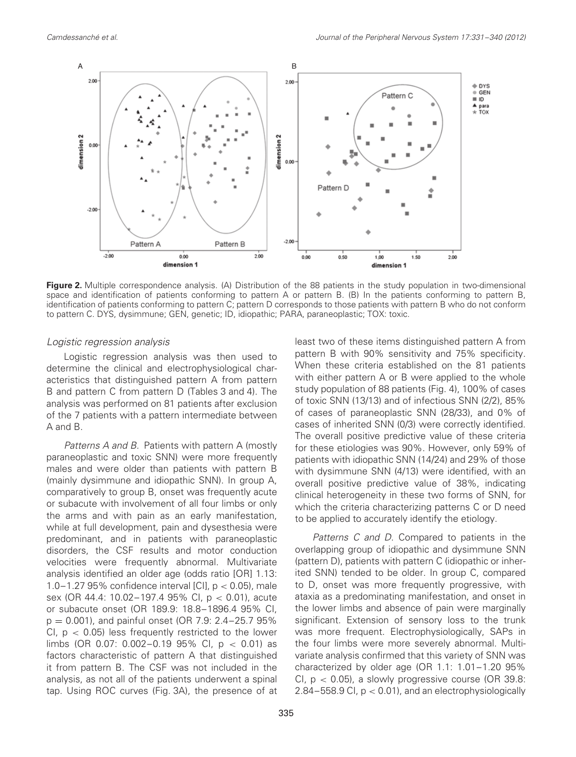**Figure 2.** Multiple correspondence analysis. (A) Distribution of the 88 patients in the study population in two-dimensional space and identification of patients conforming to pattern A or pattern B. (B) In the patients conforming to pattern B, identification of patients conforming to pattern C; pattern D corresponds to those patients with pattern B who do not conform to pattern C. DYS, dysimmune; GEN, genetic; ID, idiopathic; PARA, paraneoplastic; TOX: toxic.

### *Logistic regression analysis*

Logistic regression analysis was then used to determine the clinical and electrophysiological characteristics that distinguished pattern A from pattern B and pattern C from pattern D (Tables 3 and 4). The analysis was performed on 81 patients after exclusion of the 7 patients with a pattern intermediate between A and B.

*Patterns A and B.* Patients with pattern A (mostly paraneoplastic and toxic SNN) were more frequently males and were older than patients with pattern B (mainly dysimmune and idiopathic SNN). In group A, comparatively to group B, onset was frequently acute or subacute with involvement of all four limbs or only the arms and with pain as an early manifestation, while at full development, pain and dysesthesia were predominant, and in patients with paraneoplastic disorders, the CSF results and motor conduction velocities were frequently abnormal. Multivariate analysis identified an older age (odds ratio [OR] 1.13: 1.0–1.27 95% confidence interval [CI], $p < 0.05$), male sex (OR 44.4: 10.02–197.4 95% CI, $p < 0.01$), acute or subacute onset (OR 189.9: 18.8–1896.4 95% CI, $p = 0.001$), and painful onset (OR 7.9: 2.4–25.7 95% CI, $p < 0.05$) less frequently restricted to the lower limbs (OR 0.07: 0.002–0.19 95% CI, $p < 0.01$) as factors characteristic of pattern A that distinguished it from pattern B. The CSF was not included in the analysis, as not all of the patients underwent a spinal tap. Using ROC curves (Fig. 3A), the presence of at least two of these items distinguished pattern A from pattern B with 90% sensitivity and 75% specificity. When these criteria established on the 81 patients with either pattern A or B were applied to the whole study population of 88 patients (Fig. 4), 100% of cases of toxic SNN (13/13) and of infectious SNN (2/2), 85% of cases of paraneoplastic SNN (28/33), and 0% of cases of inherited SNN (0/3) were correctly identified. The overall positive predictive value of these criteria for these etiologies was 90%. However, only 59% of patients with idiopathic SNN (14/24) and 29% of those with dysimmune SNN (4/13) were identified, with an overall positive predictive value of 38%, indicating clinical heterogeneity in these two forms of SNN, for which the criteria characterizing patterns C or D need to be applied to accurately identify the etiology.

*Patterns C and D.* Compared to patients in the overlapping group of idiopathic and dysimmune SNN (pattern D), patients with pattern C (idiopathic or inherited SNN) tended to be older. In group C, compared to D, onset was more frequently progressive, with ataxia as a predominating manifestation, and onset in the lower limbs and absence of pain were marginally significant. Extension of sensory loss to the trunk was more frequent. Electrophysiologically, SAPs in the four limbs were more severely abnormal. Multivariate analysis confirmed that this variety of SNN was characterized by older age (OR 1.1: 1.01–1.20 95% CI, $p < 0.05$), a slowly progressive course (OR 39.8: 2.84–558.9 CI, $p < 0.01$), and an electrophysiologically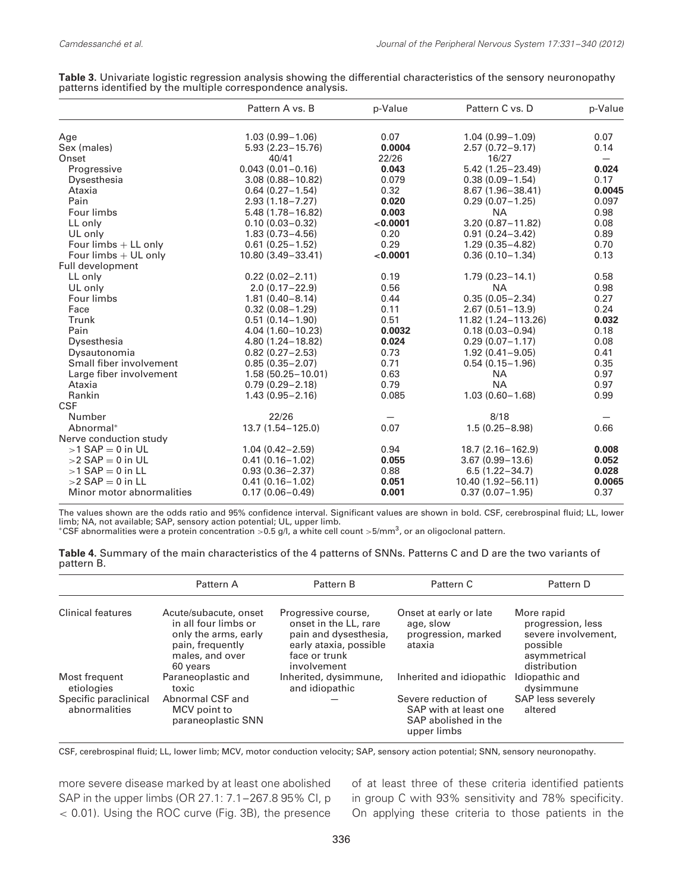**Table 3.** Univariate logistic regression analysis showing the differential characteristics of the sensory neuronopathy patterns identified by the multiple correspondence analysis.

| | Pattern A vs. B | p-Value | Pattern C vs. D | p-Value |
|---|---|---|---|---|
| Age | 1.03 (0.99–1.06) | 0.07 | 1.04 (0.99–1.09) | 0.07 |
| Sex (males) | 5.93 (2.23–15.76) | **0.0004** | 2.57 (0.72–9.17) | 0.14 |
| Onset | 40/41 | 22/26 | 16/27 | — |
| Progressive | 0.043 (0.01–0.16) | **0.043** | 5.42 (1.25–23.49) | **0.024** |
| Dysesthesia | 3.08 (0.88–10.82) | 0.079 | 0.38 (0.09–1.54) | 0.17 |
| Ataxia | 0.64 (0.27–1.54) | 0.32 | 8.67 (1.96–38.41) | **0.0045** |
| Pain | 2.93 (1.18–7.27) | **0.020** | 0.29 (0.07–1.25) | 0.097 |
| Four limbs | 5.48 (1.78–16.82) | **0.003** | NA | 0.98 |
| LL only | 0.10 (0.03–0.32) | **<0.0001** | 3.20 (0.87–11.82) | 0.08 |
| UL only | 1.83 (0.73–4.56) | 0.20 | 0.91 (0.24–3.42) | 0.89 |
| Four limbs + LL only | 0.61 (0.25–1.52) | 0.29 | 1.29 (0.35–4.82) | 0.70 |
| Four limbs + UL only | 10.80 (3.49–33.41) | **<0.0001** | 0.36 (0.10–1.34) | 0.13 |
| Full development | | | | |
| LL only | 0.22 (0.02–2.11) | 0.19 | 1.79 (0.23–14.1) | 0.58 |
| UL only | 2.0 (0.17–22.9) | 0.56 | NA | 0.98 |
| Four limbs | 1.81 (0.40–8.14) | 0.44 | 0.35 (0.05–2.34) | 0.27 |
| Face | 0.32 (0.08–1.29) | 0.11 | 2.67 (0.51–13.9) | 0.24 |
| Trunk | 0.51 (0.14–1.90) | 0.51 | 11.82 (1.24–113.26) | **0.032** |
| Pain | 4.04 (1.60–10.23) | **0.0032** | 0.18 (0.03–0.94) | 0.18 |
| Dysesthesia | 4.80 (1.24–18.82) | **0.024** | 0.29 (0.07–1.17) | 0.08 |
| Dysautonomia | 0.82 (0.27–2.53) | 0.73 | 1.92 (0.41–9.05) | 0.41 |
| Small fiber involvement | 0.85 (0.35–2.07) | 0.71 | 0.54 (0.15–1.96) | 0.35 |
| Large fiber involvement | 1.58 (50.25–10.01) | 0.63 | NA | 0.97 |
| Ataxia | 0.79 (0.29–2.18) | 0.79 | NA | 0.97 |
| Rankin | 1.43 (0.95–2.16) | 0.085 | 1.03 (0.60–1.68) | 0.99 |
| CSF | | | | |
| Number | 22/26 | — | 8/18 | — |
| Abnormal* | 13.7 (1.54–125.0) | 0.07 | 1.5 (0.25–8.98) | 0.66 |
| Nerve conduction study | | | | |
| >1 SAP = 0 in UL | 1.04 (0.42–2.59) | 0.94 | 18.7 (2.16–162.9) | **0.008** |
| >2 SAP = 0 in UL | 0.41 (0.16–1.02) | **0.055** | 3.67 (0.99–13.6) | **0.052** |
| >1 SAP = 0 in LL | 0.93 (0.36–2.37) | 0.88 | 6.5 (1.22–34.7) | **0.028** |
| >2 SAP = 0 in LL | 0.41 (0.16–1.02) | **0.051** | 10.40 (1.92–56.11) | **0.0065** |
| Minor motor abnormalities | 0.17 (0.06–0.49) | **0.001** | 0.37 (0.07–1.95) | 0.37 |

The values shown are the odds ratio and 95% confidence interval. Significant values are shown in bold. CSF, cerebrospinal fluid; LL, lower limb; NA, not available; SAP, sensory action potential; UL, upper limb.
*CSF abnormalities were a protein concentration >0.5 g/l, a white cell count >5/mm$^3$, or an oligoclonal pattern.

**Table 4.** Summary of the main characteristics of the 4 patterns of SNNs. Patterns C and D are the two variants of pattern B.

| | Pattern A | Pattern B | Pattern C | Pattern D |
|---|---|---|---|---|
| Clinical features | Acute/subacute, onset in all four limbs or only the arms, early pain, frequently males, and over 60 years | Progressive course, onset in the LL, rare pain and dysesthesia, early ataxia, possible face or trunk involvement | Onset at early or late age, slow progression, marked ataxia | More rapid progression, less severe involvement, possible asymmetrical distribution |
| Most frequent etiologies | Paraneoplastic and toxic | Inherited, dysimmune, and idiopathic | Inherited and idiopathic | Idiopathic and dysimmune |
| Specific paraclinical abnormalities | Abnormal CSF and MCV point to paraneoplastic SNN | — | Severe reduction of SAP with at least one SAP abolished in the upper limbs | SAP less severely altered |

CSF, cerebrospinal fluid; LL, lower limb; MCV, motor conduction velocity; SAP, sensory action potential; SNN, sensory neuronopathy.

more severe disease marked by at least one abolished SAP in the upper limbs (OR 27.1: 7.1–267.8 95% CI, $p < 0.01$). Using the ROC curve (Fig. 3B), the presence of at least three of these criteria identified patients in group C with 93% sensitivity and 78% specificity. On applying these criteria to those patients in the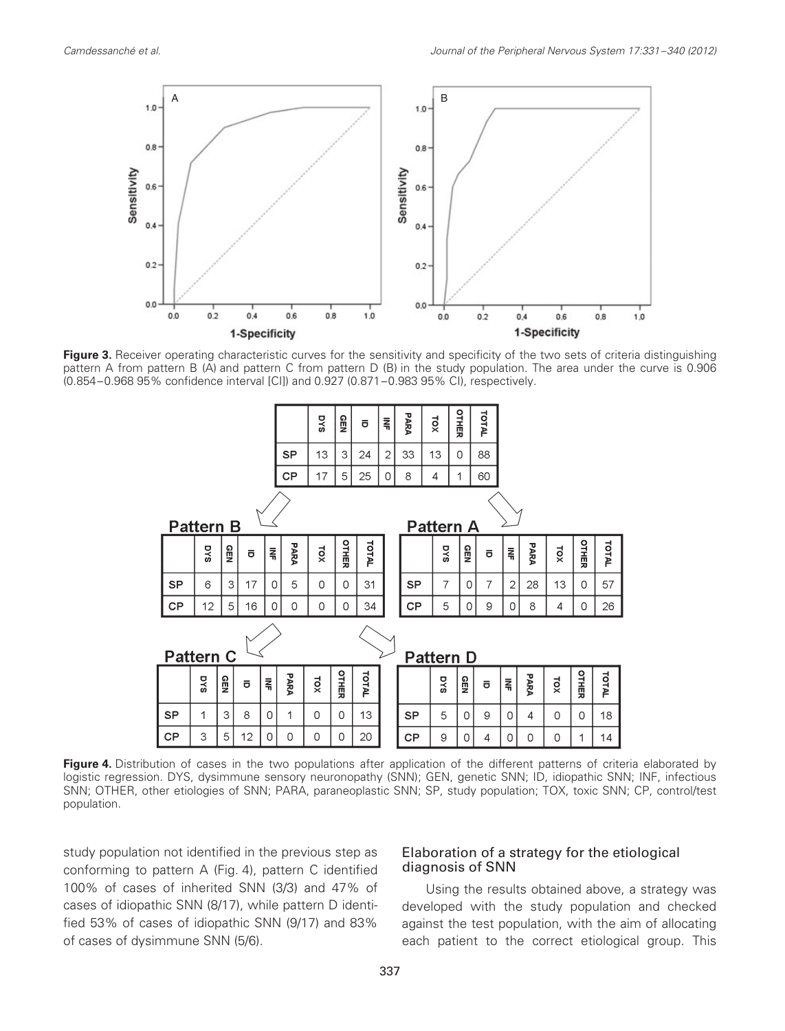**Figure 3.** Receiver operating characteristic curves for the sensitivity and specificity of the two sets of criteria distinguishing pattern A from pattern B (A) and pattern C from pattern D (B) in the study population. The area under the curve is 0.906 (0.854–0.968 95% confidence interval [CI]) and 0.927 (0.871–0.983 95% CI), respectively.

| | DYS | GEN | ID | INF | PARA | TOX | OTHER | TOTAL |
|---|---|---|---|---|---|---|---|---|
| SP | 13 | 3 | 24 | 2 | 33 | 13 | 0 | 88 |
| CP | 17 | 5 | 25 | 0 | 8 | 4 | 1 | 60 |

**Pattern B**

| | DYS | GEN | ID | INF | PARA | TOX | OTHER | TOTAL |
|---|---|---|---|---|---|---|---|---|
| SP | 6 | 3 | 17 | 0 | 5 | 0 | 0 | 31 |
| CP | 12 | 5 | 16 | 0 | 0 | 0 | 0 | 34 |

**Pattern A**

| | DYS | GEN | ID | INF | PARA | TOX | OTHER | TOTAL |
|---|---|---|---|---|---|---|---|---|
| SP | 7 | 0 | 7 | 2 | 28 | 13 | 0 | 57 |
| CP | 5 | 0 | 9 | 0 | 8 | 4 | 0 | 26 |

**Pattern C**

| | DYS | GEN | ID | INF | PARA | TOX | OTHER | TOTAL |
|---|---|---|---|---|---|---|---|---|
| SP | 1 | 3 | 8 | 0 | 1 | 0 | 0 | 13 |
| CP | 3 | 5 | 12 | 0 | 0 | 0 | 0 | 20 |

**Pattern D**

| | DYS | GEN | ID | INF | PARA | TOX | OTHER | TOTAL |
|---|---|---|---|---|---|---|---|---|
| SP | 5 | 0 | 9 | 0 | 4 | 0 | 0 | 18 |
| CP | 9 | 0 | 4 | 0 | 0 | 0 | 1 | 14 |

**Figure 4.** Distribution of cases in the two populations after application of the different patterns of criteria elaborated by logistic regression. DYS, dysimmune sensory neuronopathy (SNN); GEN, genetic SNN; ID, idiopathic SNN; INF, infectious SNN; OTHER, other etiologies of SNN; PARA, paraneoplastic SNN; SP, study population; TOX, toxic SNN; CP, control/test population.

study population not identified in the previous step as conforming to pattern A (Fig. 4), pattern C identified 100% of cases of inherited SNN (3/3) and 47% of cases of idiopathic SNN (8/17), while pattern D identified 53% of cases of idiopathic SNN (9/17) and 83% of cases of dysimmune SNN (5/6).

### Elaboration of a strategy for the etiological diagnosis of SNN

Using the results obtained above, a strategy was developed with the study population and checked against the test population, with the aim of allocating each patient to the correct etiological group. This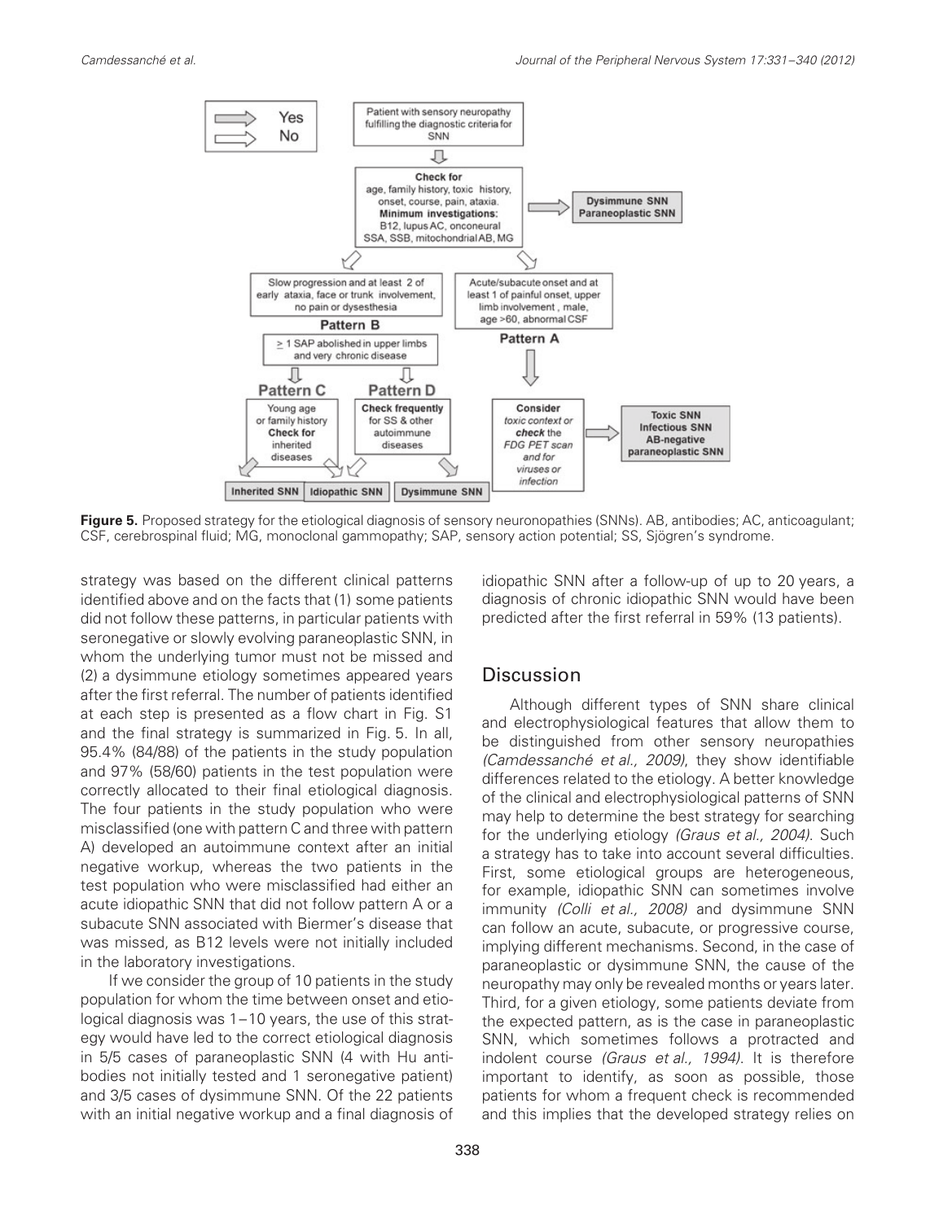**Figure 5.** Proposed strategy for the etiological diagnosis of sensory neuronopathies (SNNs). AB, antibodies; AC, anticoagulant; CSF, cerebrospinal fluid; MG, monoclonal gammopathy; SAP, sensory action potential; SS, Sjögren's syndrome.

strategy was based on the different clinical patterns identified above and on the facts that (1) some patients did not follow these patterns, in particular patients with seronegative or slowly evolving paraneoplastic SNN, in whom the underlying tumor must not be missed and (2) a dysimmune etiology sometimes appeared years after the first referral. The number of patients identified at each step is presented as a flow chart in Fig. S1 and the final strategy is summarized in Fig. 5. In all, 95.4% (84/88) of the patients in the study population and 97% (58/60) patients in the test population were correctly allocated to their final etiological diagnosis. The four patients in the study population who were misclassified (one with pattern C and three with pattern A) developed an autoimmune context after an initial negative workup, whereas the two patients in the test population who were misclassified had either an acute idiopathic SNN that did not follow pattern A or a subacute SNN associated with Biermer's disease that was missed, as B12 levels were not initially included in the laboratory investigations.

If we consider the group of 10 patients in the study population for whom the time between onset and etiological diagnosis was 1–10 years, the use of this strategy would have led to the correct etiological diagnosis in 5/5 cases of paraneoplastic SNN (4 with Hu antibodies not initially tested and 1 seronegative patient) and 3/5 cases of dysimmune SNN. Of the 22 patients with an initial negative workup and a final diagnosis of idiopathic SNN after a follow-up of up to 20 years, a diagnosis of chronic idiopathic SNN would have been predicted after the first referral in 59% (13 patients).

## Discussion

Although different types of SNN share clinical and electrophysiological features that allow them to be distinguished from other sensory neuropathies *(Camdessanché et al., 2009)*, they show identifiable differences related to the etiology. A better knowledge of the clinical and electrophysiological patterns of SNN may help to determine the best strategy for searching for the underlying etiology *(Graus et al., 2004)*. Such a strategy has to take into account several difficulties. First, some etiological groups are heterogeneous, for example, idiopathic SNN can sometimes involve immunity *(Colli et al., 2008)* and dysimmune SNN can follow an acute, subacute, or progressive course, implying different mechanisms. Second, in the case of paraneoplastic or dysimmune SNN, the cause of the neuropathy may only be revealed months or years later. Third, for a given etiology, some patients deviate from the expected pattern, as is the case in paraneoplastic SNN, which sometimes follows a protracted and indolent course *(Graus et al., 1994)*. It is therefore important to identify, as soon as possible, those patients for whom a frequent check is recommended and this implies that the developed strategy relies on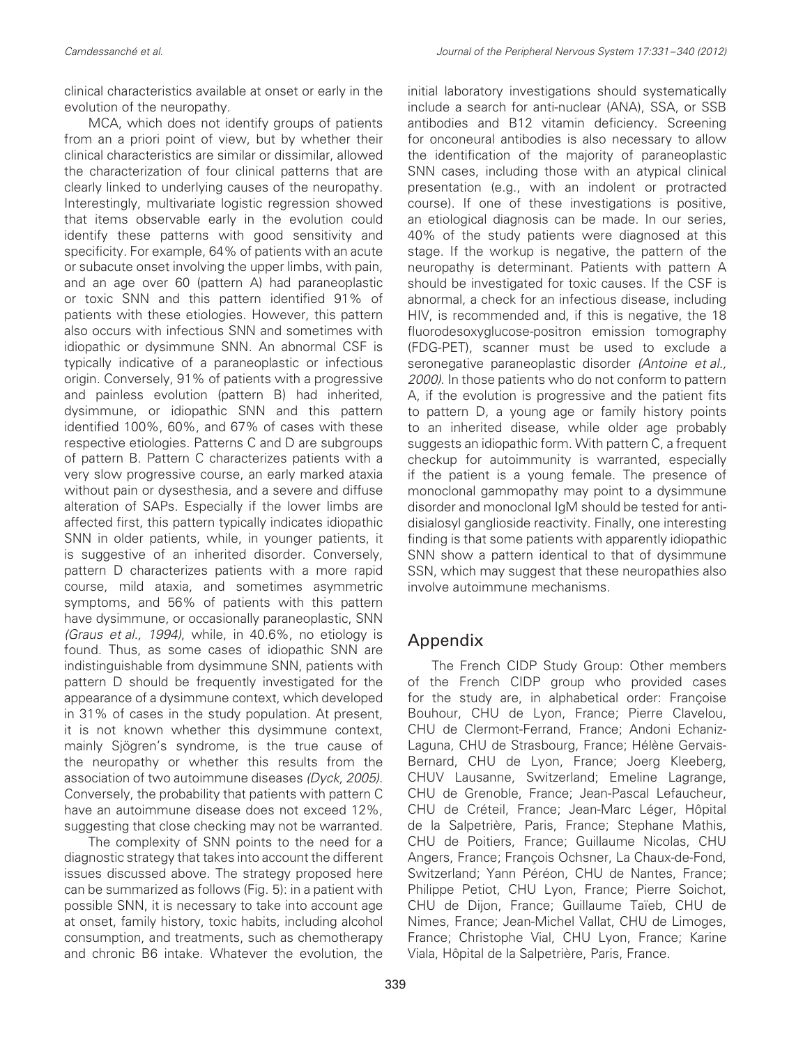clinical characteristics available at onset or early in the evolution of the neuropathy.

MCA, which does not identify groups of patients from an a priori point of view, but by whether their clinical characteristics are similar or dissimilar, allowed the characterization of four clinical patterns that are clearly linked to underlying causes of the neuropathy. Interestingly, multivariate logistic regression showed that items observable early in the evolution could identify these patterns with good sensitivity and specificity. For example, 64% of patients with an acute or subacute onset involving the upper limbs, with pain, and an age over 60 (pattern A) had paraneoplastic or toxic SNN and this pattern identified 91% of patients with these etiologies. However, this pattern also occurs with infectious SNN and sometimes with idiopathic or dysimmune SNN. An abnormal CSF is typically indicative of a paraneoplastic or infectious origin. Conversely, 91% of patients with a progressive and painless evolution (pattern B) had inherited, dysimmune, or idiopathic SNN and this pattern identified 100%, 60%, and 67% of cases with these respective etiologies. Patterns C and D are subgroups of pattern B. Pattern C characterizes patients with a very slow progressive course, an early marked ataxia without pain or dysesthesia, and a severe and diffuse alteration of SAPs. Especially if the lower limbs are affected first, this pattern typically indicates idiopathic SNN in older patients, while, in younger patients, it is suggestive of an inherited disorder. Conversely, pattern D characterizes patients with a more rapid course, mild ataxia, and sometimes asymmetric symptoms, and 56% of patients with this pattern have dysimmune, or occasionally paraneoplastic, SNN *(Graus et al., 1994)*, while, in 40.6%, no etiology is found. Thus, as some cases of idiopathic SNN are indistinguishable from dysimmune SNN, patients with pattern D should be frequently investigated for the appearance of a dysimmune context, which developed in 31% of cases in the study population. At present, it is not known whether this dysimmune context, mainly Sjögren's syndrome, is the true cause of the neuropathy or whether this results from the association of two autoimmune diseases *(Dyck, 2005)*. Conversely, the probability that patients with pattern C have an autoimmune disease does not exceed 12%, suggesting that close checking may not be warranted.

The complexity of SNN points to the need for a diagnostic strategy that takes into account the different issues discussed above. The strategy proposed here can be summarized as follows (Fig. 5): in a patient with possible SNN, it is necessary to take into account age at onset, family history, toxic habits, including alcohol consumption, and treatments, such as chemotherapy and chronic B6 intake. Whatever the evolution, the initial laboratory investigations should systematically include a search for anti-nuclear (ANA), SSA, or SSB antibodies and B12 vitamin deficiency. Screening for onconeural antibodies is also necessary to allow the identification of the majority of paraneoplastic SNN cases, including those with an atypical clinical presentation (e.g., with an indolent or protracted course). If one of these investigations is positive, an etiological diagnosis can be made. In our series, 40% of the study patients were diagnosed at this stage. If the workup is negative, the pattern of the neuropathy is determinant. Patients with pattern A should be investigated for toxic causes. If the CSF is abnormal, a check for an infectious disease, including HIV, is recommended and, if this is negative, the 18 fluorodesoxyglucose-positron emission tomography (FDG-PET), scanner must be used to exclude a seronegative paraneoplastic disorder *(Antoine et al., 2000)*. In those patients who do not conform to pattern A, if the evolution is progressive and the patient fits to pattern D, a young age or family history points to an inherited disease, while older age probably suggests an idiopathic form. With pattern C, a frequent checkup for autoimmunity is warranted, especially if the patient is a young female. The presence of monoclonal gammopathy may point to a dysimmune disorder and monoclonal IgM should be tested for anti-disialosyl ganglioside reactivity. Finally, one interesting finding is that some patients with apparently idiopathic SNN show a pattern identical to that of dysimmune SSN, which may suggest that these neuropathies also involve autoimmune mechanisms.

## Appendix

The French CIDP Study Group: Other members of the French CIDP group who provided cases for the study are, in alphabetical order: Françoise Bouhour, CHU de Lyon, France; Pierre Clavelou, CHU de Clermont-Ferrand, France; Andoni Echaniz-Laguna, CHU de Strasbourg, France; Hélène Gervais-Bernard, CHU de Lyon, France; Joerg Kleeberg, CHUV Lausanne, Switzerland; Emeline Lagrange, CHU de Grenoble, France; Jean-Pascal Lefaucheur, CHU de Créteil, France; Jean-Marc Léger, Hôpital de la Salpetrière, Paris, France; Stephane Mathis, CHU de Poitiers, France; Guillaume Nicolas, CHU Angers, France; François Ochsner, La Chaux-de-Fond, Switzerland; Yann Péréon, CHU de Nantes, France; Philippe Petiot, CHU Lyon, France; Pierre Soichot, CHU de Dijon, France; Guillaume Taïeb, CHU de Nimes, France; Jean-Michel Vallat, CHU de Limoges, France; Christophe Vial, CHU Lyon, France; Karine Viala, Hôpital de la Salpetrière, Paris, France.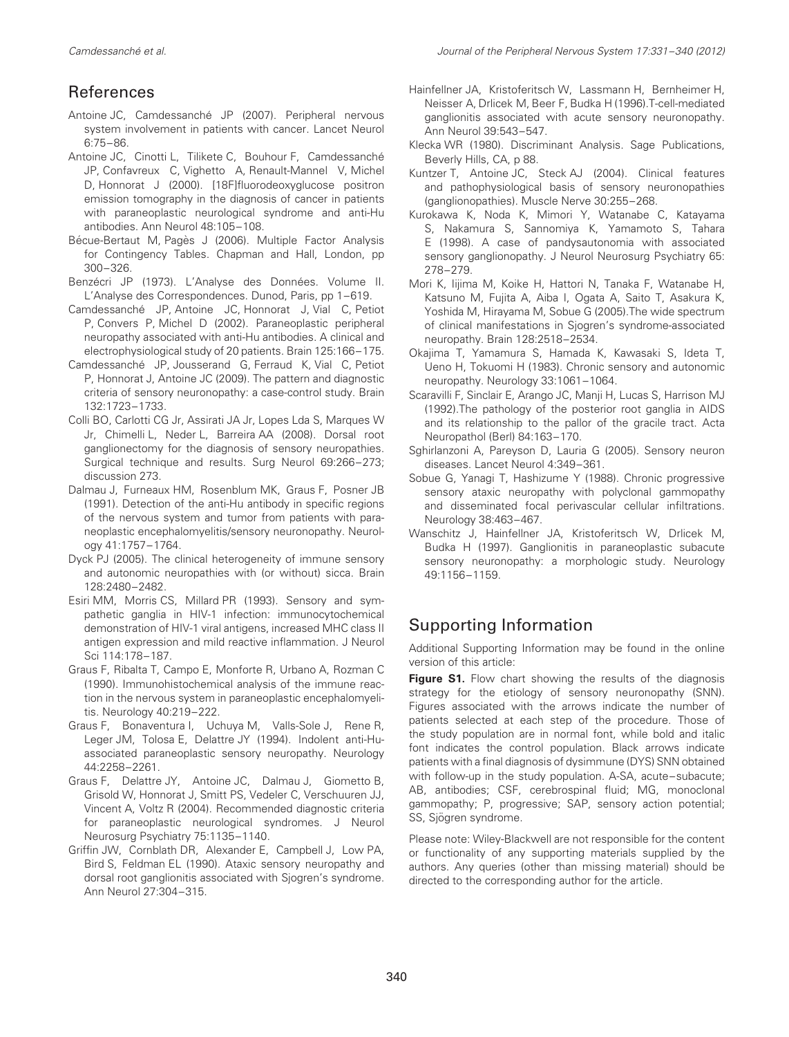## References

Antoine JC, Camdessanché JP (2007). Peripheral nervous system involvement in patients with cancer. Lancet Neurol 6:75–86.

Antoine JC, Cinotti L, Tilikete C, Bouhour F, Camdessanché JP, Confavreux C, Vighetto A, Renault-Mannel V, Michel D, Honnorat J (2000). [18F]fluorodeoxyglucose positron emission tomography in the diagnosis of cancer in patients with paraneoplastic neurological syndrome and anti-Hu antibodies. Ann Neurol 48:105–108.

Bécue-Bertaut M, Pagès J (2006). Multiple Factor Analysis for Contingency Tables. Chapman and Hall, London, pp 300–326.

Benzécri JP (1973). L'Analyse des Données. Volume II. L'Analyse des Correspondences. Dunod, Paris, pp 1–619.

Camdessanché JP, Antoine JC, Honnorat J, Vial C, Petiot P, Convers P, Michel D (2002). Paraneoplastic peripheral neuropathy associated with anti-Hu antibodies. A clinical and electrophysiological study of 20 patients. Brain 125:166–175.

Camdessanché JP, Jousserand G, Ferraud K, Vial C, Petiot P, Honnorat J, Antoine JC (2009). The pattern and diagnostic criteria of sensory neuronopathy: a case-control study. Brain 132:1723–1733.

Colli BO, Carlotti CG Jr, Assirati JA Jr, Lopes Lda S, Marques W Jr, Chimelli L, Neder L, Barreira AA (2008). Dorsal root ganglionectomy for the diagnosis of sensory neuropathies. Surgical technique and results. Surg Neurol 69:266–273; discussion 273.

Dalmau J, Furneaux HM, Rosenblum MK, Graus F, Posner JB (1991). Detection of the anti-Hu antibody in specific regions of the nervous system and tumor from patients with paraneoplastic encephalomyelitis/sensory neuronopathy. Neurology 41:1757–1764.

Dyck PJ (2005). The clinical heterogeneity of immune sensory and autonomic neuropathies with (or without) sicca. Brain 128:2480–2482.

Esiri MM, Morris CS, Millard PR (1993). Sensory and sympathetic ganglia in HIV-1 infection: immunocytochemical demonstration of HIV-1 viral antigens, increased MHC class II antigen expression and mild reactive inflammation. J Neurol Sci 114:178–187.

Graus F, Ribalta T, Campo E, Monforte R, Urbano A, Rozman C (1990). Immunohistochemical analysis of the immune reaction in the nervous system in paraneoplastic encephalomyelitis. Neurology 40:219–222.

Graus F, Bonaventura I, Uchuya M, Valls-Sole J, Rene R, Leger JM, Tolosa E, Delattre JY (1994). Indolent anti-Hu-associated paraneoplastic sensory neuropathy. Neurology 44:2258–2261.

Graus F, Delattre JY, Antoine JC, Dalmau J, Giometto B, Grisold W, Honnorat J, Smitt PS, Vedeler C, Verschuuren JJ, Vincent A, Voltz R (2004). Recommended diagnostic criteria for paraneoplastic neurological syndromes. J Neurol Neurosurg Psychiatry 75:1135–1140.

Griffin JW, Cornblath DR, Alexander E, Campbell J, Low PA, Bird S, Feldman EL (1990). Ataxic sensory neuropathy and dorsal root ganglionitis associated with Sjogren's syndrome. Ann Neurol 27:304–315.

Hainfellner JA, Kristoferitsch W, Lassmann H, Bernheimer H, Neisser A, Drlicek M, Beer F, Budka H (1996).T-cell-mediated ganglionitis associated with acute sensory neuronopathy. Ann Neurol 39:543–547.

Klecka WR (1980). Discriminant Analysis. Sage Publications, Beverly Hills, CA, p 88.

Kuntzer T, Antoine JC, Steck AJ (2004). Clinical features and pathophysiological basis of sensory neuronopathies (ganglionopathies). Muscle Nerve 30:255–268.

Kurokawa K, Noda K, Mimori Y, Watanabe C, Katayama S, Nakamura S, Sannomiya K, Yamamoto S, Tahara E (1998). A case of pandysautonomia with associated sensory ganglionopathy. J Neurol Neurosurg Psychiatry 65: 278–279.

Mori K, Iijima M, Koike H, Hattori N, Tanaka F, Watanabe H, Katsuno M, Fujita A, Aiba I, Ogata A, Saito T, Asakura K, Yoshida M, Hirayama M, Sobue G (2005).The wide spectrum of clinical manifestations in Sjogren's syndrome-associated neuropathy. Brain 128:2518–2534.

Okajima T, Yamamura S, Hamada K, Kawasaki S, Ideta T, Ueno H, Tokuomi H (1983). Chronic sensory and autonomic neuropathy. Neurology 33:1061–1064.

Scaravilli F, Sinclair E, Arango JC, Manji H, Lucas S, Harrison MJ (1992).The pathology of the posterior root ganglia in AIDS and its relationship to the pallor of the gracile tract. Acta Neuropathol (Berl) 84:163–170.

Sghirlanzoni A, Pareyson D, Lauria G (2005). Sensory neuron diseases. Lancet Neurol 4:349–361.

Sobue G, Yanagi T, Hashizume Y (1988). Chronic progressive sensory ataxic neuropathy with polyclonal gammopathy and disseminated focal perivascular cellular infiltrations. Neurology 38:463–467.

Wanschitz J, Hainfellner JA, Kristoferitsch W, Drlicek M, Budka H (1997). Ganglionitis in paraneoplastic subacute sensory neuronopathy: a morphologic study. Neurology 49:1156–1159.

## Supporting Information

Additional Supporting Information may be found in the online version of this article:

**Figure S1.** Flow chart showing the results of the diagnosis strategy for the etiology of sensory neuronopathy (SNN). Figures associated with the arrows indicate the number of patients selected at each step of the procedure. Those of the study population are in normal font, while bold and italic font indicates the control population. Black arrows indicate patients with a final diagnosis of dysimmune (DYS) SNN obtained with follow-up in the study population. A-SA, acute–subacute; AB, antibodies; CSF, cerebrospinal fluid; MG, monoclonal gammopathy; P, progressive; SAP, sensory action potential; SS, Sjögren syndrome.

Please note: Wiley-Blackwell are not responsible for the content or functionality of any supporting materials supplied by the authors. Any queries (other than missing material) should be directed to the corresponding author for the article.